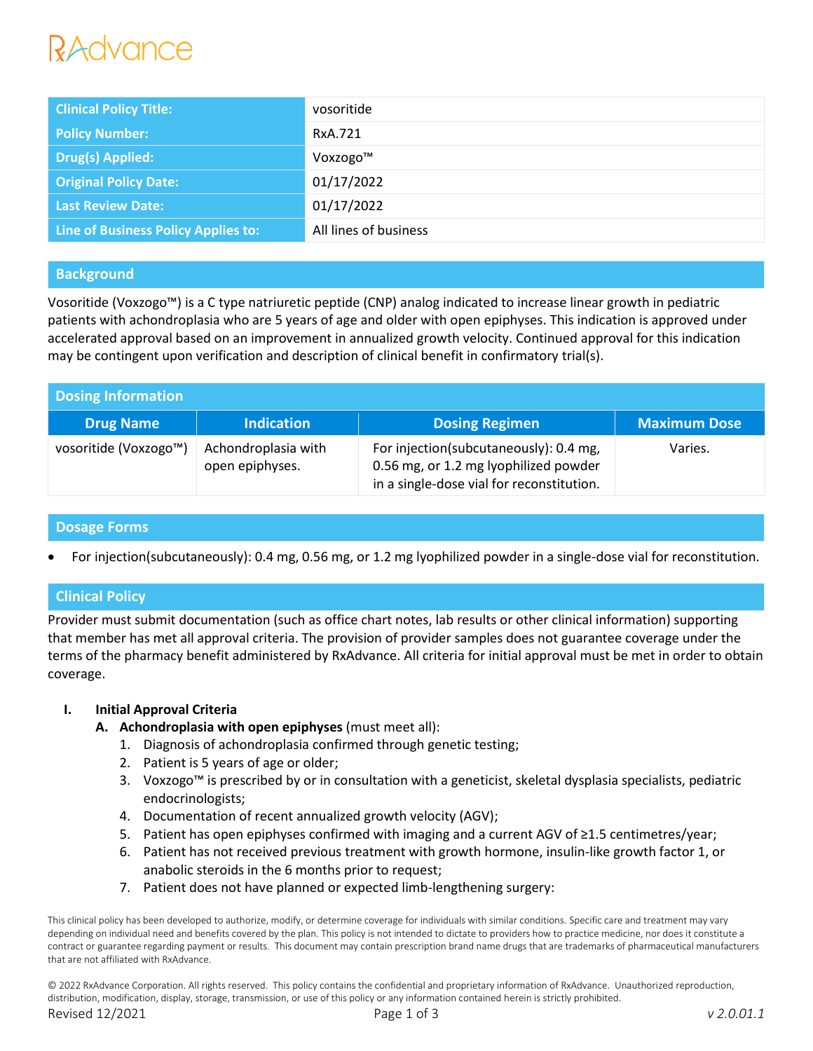RxAdvance

| Clinical Policy Title: | vosoritide |
| --- | --- |
| Policy Number: | RxA.721 |
| Drug(s) Applied: | Voxzogo™ |
| Original Policy Date: | 01/17/2022 |
| Last Review Date: | 01/17/2022 |
| Line of Business Policy Applies to: | All lines of business |

## Background

Vosoritide (Voxzogo™) is a C type natriuretic peptide (CNP) analog indicated to increase linear growth in pediatric patients with achondroplasia who are 5 years of age and older with open epiphyses. This indication is approved under accelerated approval based on an improvement in annualized growth velocity. Continued approval for this indication may be contingent upon verification and description of clinical benefit in confirmatory trial(s).

## Dosing Information

| Drug Name | Indication | Dosing Regimen | Maximum Dose |
| --- | --- | --- | --- |
| vosoritide (Voxzogo™) | Achondroplasia with open epiphyses. | For injection(subcutaneously): 0.4 mg, 0.56 mg, or 1.2 mg lyophilized powder in a single-dose vial for reconstitution. | Varies. |

## Dosage Forms

- For injection(subcutaneously): 0.4 mg, 0.56 mg, or 1.2 mg lyophilized powder in a single-dose vial for reconstitution.

## Clinical Policy

Provider must submit documentation (such as office chart notes, lab results or other clinical information) supporting that member has met all approval criteria. The provision of provider samples does not guarantee coverage under the terms of the pharmacy benefit administered by RxAdvance. All criteria for initial approval must be met in order to obtain coverage.

**I. Initial Approval Criteria**

**A. Achondroplasia with open epiphyses** (must meet all):

1. Diagnosis of achondroplasia confirmed through genetic testing;
2. Patient is 5 years of age or older;
3. Voxzogo™ is prescribed by or in consultation with a geneticist, skeletal dysplasia specialists, pediatric endocrinologists;
4. Documentation of recent annualized growth velocity (AGV);
5. Patient has open epiphyses confirmed with imaging and a current AGV of ≥1.5 centimetres/year;
6. Patient has not received previous treatment with growth hormone, insulin-like growth factor 1, or anabolic steroids in the 6 months prior to request;
7. Patient does not have planned or expected limb-lengthening surgery:

This clinical policy has been developed to authorize, modify, or determine coverage for individuals with similar conditions. Specific care and treatment may vary depending on individual need and benefits covered by the plan. This policy is not intended to dictate to providers how to practice medicine, nor does it constitute a contract or guarantee regarding payment or results. This document may contain prescription brand name drugs that are trademarks of pharmaceutical manufacturers that are not affiliated with RxAdvance.

© 2022 RxAdvance Corporation. All rights reserved. This policy contains the confidential and proprietary information of RxAdvance. Unauthorized reproduction, distribution, modification, display, storage, transmission, or use of this policy or any information contained herein is strictly prohibited.

Revised 12/2021 | v 2.0.01.1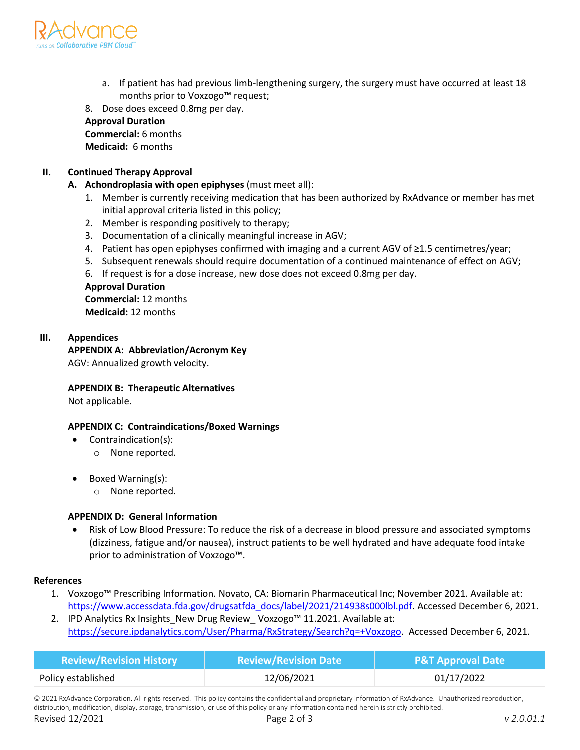a. If patient has had previous limb-lengthening surgery, the surgery must have occurred at least 18 months prior to Voxzogo™ request;

8. Dose does exceed 0.8mg per day.

**Approval Duration**
**Commercial:** 6 months
**Medicaid:** 6 months

## II. Continued Therapy Approval

**A. Achondroplasia with open epiphyses** (must meet all):

1. Member is currently receiving medication that has been authorized by RxAdvance or member has met initial approval criteria listed in this policy;
2. Member is responding positively to therapy;
3. Documentation of a clinically meaningful increase in AGV;
4. Patient has open epiphyses confirmed with imaging and a current AGV of ≥1.5 centimetres/year;
5. Subsequent renewals should require documentation of a continued maintenance of effect on AGV;
6. If request is for a dose increase, new dose does not exceed 0.8mg per day.

**Approval Duration**
**Commercial:** 12 months
**Medicaid:** 12 months

## III. Appendices

**APPENDIX A: Abbreviation/Acronym Key**

AGV: Annualized growth velocity.

**APPENDIX B: Therapeutic Alternatives**

Not applicable.

**APPENDIX C: Contraindications/Boxed Warnings**

- Contraindication(s):
  - None reported.
- Boxed Warning(s):
  - None reported.

**APPENDIX D: General Information**

- Risk of Low Blood Pressure: To reduce the risk of a decrease in blood pressure and associated symptoms (dizziness, fatigue and/or nausea), instruct patients to be well hydrated and have adequate food intake prior to administration of Voxzogo™.

**References**

1. Voxzogo™ Prescribing Information. Novato, CA: Biomarin Pharmaceutical Inc; November 2021. Available at: https://www.accessdata.fda.gov/drugsatfda_docs/label/2021/214938s000lbl.pdf. Accessed December 6, 2021.
2. IPD Analytics Rx Insights_New Drug Review_ Voxzogo™ 11.2021. Available at: https://secure.ipdanalytics.com/User/Pharma/RxStrategy/Search?q=+Voxzogo. Accessed December 6, 2021.

| Review/Revision History | Review/Revision Date | P&T Approval Date |
| --- | --- | --- |
| Policy established | 12/06/2021 | 01/17/2022 |

© 2021 RxAdvance Corporation. All rights reserved. This policy contains the confidential and proprietary information of RxAdvance. Unauthorized reproduction, distribution, modification, display, storage, transmission, or use of this policy or any information contained herein is strictly prohibited.